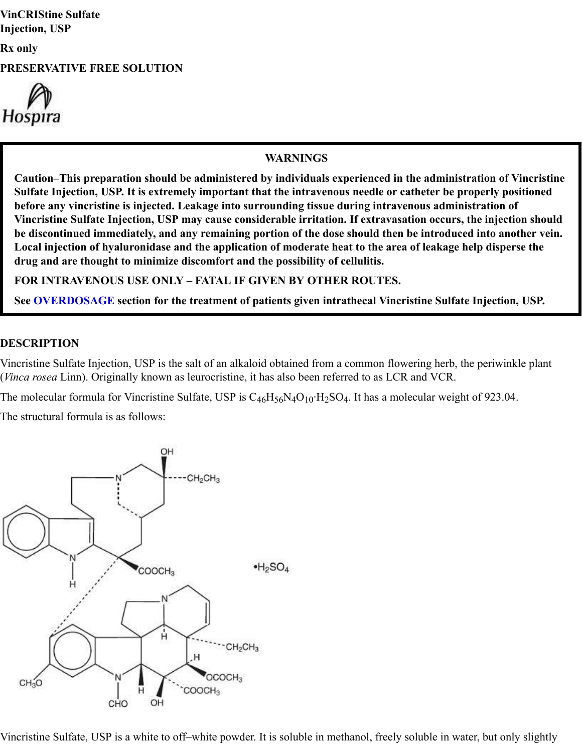**VinCRIStine Sulfate Injection, USP**

**Rx only**

**PRESERVATIVE FREE SOLUTION**

**WARNINGS**

**Caution–This preparation should be administered by individuals experienced in the administration of Vincristine Sulfate Injection, USP. It is extremely important that the intravenous needle or catheter be properly positioned before any vincristine is injected. Leakage into surrounding tissue during intravenous administration of Vincristine Sulfate Injection, USP may cause considerable irritation. If extravasation occurs, the injection should be discontinued immediately, and any remaining portion of the dose should then be introduced into another vein. Local injection of hyaluronidase and the application of moderate heat to the area of leakage help disperse the drug and are thought to minimize discomfort and the possibility of cellulitis.**

**FOR INTRAVENOUS USE ONLY – FATAL IF GIVEN BY OTHER ROUTES.**

**See OVERDOSAGE section for the treatment of patients given intrathecal Vincristine Sulfate Injection, USP.**

## DESCRIPTION

Vincristine Sulfate Injection, USP is the salt of an alkaloid obtained from a common flowering herb, the periwinkle plant (*Vinca rosea* Linn). Originally known as leurocristine, it has also been referred to as LCR and VCR.

The molecular formula for Vincristine Sulfate, USP is $C_{46}H_{56}N_4O_{10} \cdot H_2SO_4$. It has a molecular weight of 923.04.

The structural formula is as follows:

Vincristine Sulfate, USP is a white to off–white powder. It is soluble in methanol, freely soluble in water, but only slightly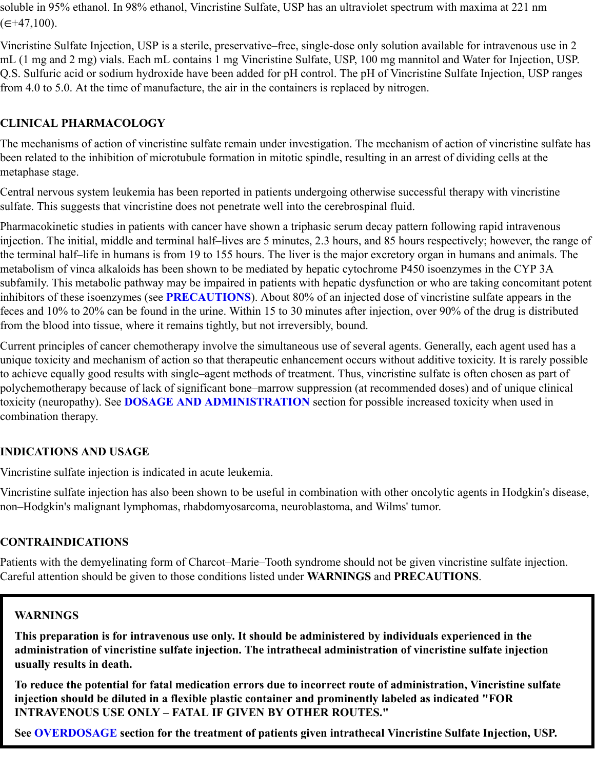soluble in 95% ethanol. In 98% ethanol, Vincristine Sulfate, USP has an ultraviolet spectrum with maxima at 221 nm (∈+47,100).

Vincristine Sulfate Injection, USP is a sterile, preservative–free, single-dose only solution available for intravenous use in 2 mL (1 mg and 2 mg) vials. Each mL contains 1 mg Vincristine Sulfate, USP, 100 mg mannitol and Water for Injection, USP. Q.S. Sulfuric acid or sodium hydroxide have been added for pH control. The pH of Vincristine Sulfate Injection, USP ranges from 4.0 to 5.0. At the time of manufacture, the air in the containers is replaced by nitrogen.

## CLINICAL PHARMACOLOGY

The mechanisms of action of vincristine sulfate remain under investigation. The mechanism of action of vincristine sulfate has been related to the inhibition of microtubule formation in mitotic spindle, resulting in an arrest of dividing cells at the metaphase stage.

Central nervous system leukemia has been reported in patients undergoing otherwise successful therapy with vincristine sulfate. This suggests that vincristine does not penetrate well into the cerebrospinal fluid.

Pharmacokinetic studies in patients with cancer have shown a triphasic serum decay pattern following rapid intravenous injection. The initial, middle and terminal half–lives are 5 minutes, 2.3 hours, and 85 hours respectively; however, the range of the terminal half–life in humans is from 19 to 155 hours. The liver is the major excretory organ in humans and animals. The metabolism of vinca alkaloids has been shown to be mediated by hepatic cytochrome P450 isoenzymes in the CYP 3A subfamily. This metabolic pathway may be impaired in patients with hepatic dysfunction or who are taking concomitant potent inhibitors of these isoenzymes (see **PRECAUTIONS**). About 80% of an injected dose of vincristine sulfate appears in the feces and 10% to 20% can be found in the urine. Within 15 to 30 minutes after injection, over 90% of the drug is distributed from the blood into tissue, where it remains tightly, but not irreversibly, bound.

Current principles of cancer chemotherapy involve the simultaneous use of several agents. Generally, each agent used has a unique toxicity and mechanism of action so that therapeutic enhancement occurs without additive toxicity. It is rarely possible to achieve equally good results with single–agent methods of treatment. Thus, vincristine sulfate is often chosen as part of polychemotherapy because of lack of significant bone–marrow suppression (at recommended doses) and of unique clinical toxicity (neuropathy). See **DOSAGE AND ADMINISTRATION** section for possible increased toxicity when used in combination therapy.

## INDICATIONS AND USAGE

Vincristine sulfate injection is indicated in acute leukemia.

Vincristine sulfate injection has also been shown to be useful in combination with other oncolytic agents in Hodgkin's disease, non–Hodgkin's malignant lymphomas, rhabdomyosarcoma, neuroblastoma, and Wilms' tumor.

## CONTRAINDICATIONS

Patients with the demyelinating form of Charcot–Marie–Tooth syndrome should not be given vincristine sulfate injection. Careful attention should be given to those conditions listed under **WARNINGS** and **PRECAUTIONS**.

## WARNINGS

**This preparation is for intravenous use only. It should be administered by individuals experienced in the administration of vincristine sulfate injection. The intrathecal administration of vincristine sulfate injection usually results in death.**

**To reduce the potential for fatal medication errors due to incorrect route of administration, Vincristine sulfate injection should be diluted in a flexible plastic container and prominently labeled as indicated "FOR INTRAVENOUS USE ONLY – FATAL IF GIVEN BY OTHER ROUTES."**

**See OVERDOSAGE section for the treatment of patients given intrathecal Vincristine Sulfate Injection, USP.**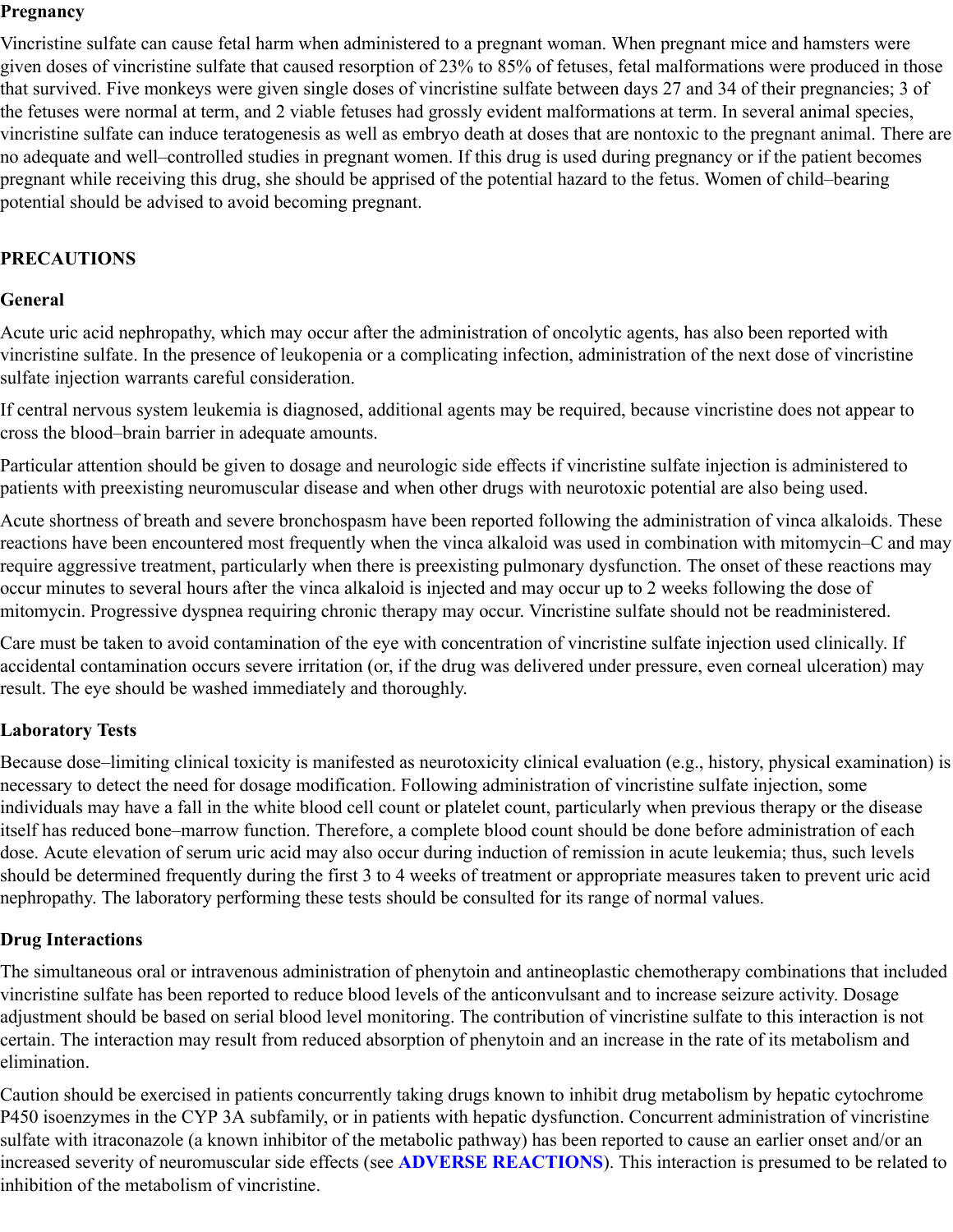**Pregnancy**

Vincristine sulfate can cause fetal harm when administered to a pregnant woman. When pregnant mice and hamsters were given doses of vincristine sulfate that caused resorption of 23% to 85% of fetuses, fetal malformations were produced in those that survived. Five monkeys were given single doses of vincristine sulfate between days 27 and 34 of their pregnancies; 3 of the fetuses were normal at term, and 2 viable fetuses had grossly evident malformations at term. In several animal species, vincristine sulfate can induce teratogenesis as well as embryo death at doses that are nontoxic to the pregnant animal. There are no adequate and well–controlled studies in pregnant women. If this drug is used during pregnancy or if the patient becomes pregnant while receiving this drug, she should be apprised of the potential hazard to the fetus. Women of child–bearing potential should be advised to avoid becoming pregnant.

## PRECAUTIONS

### General

Acute uric acid nephropathy, which may occur after the administration of oncolytic agents, has also been reported with vincristine sulfate. In the presence of leukopenia or a complicating infection, administration of the next dose of vincristine sulfate injection warrants careful consideration.

If central nervous system leukemia is diagnosed, additional agents may be required, because vincristine does not appear to cross the blood–brain barrier in adequate amounts.

Particular attention should be given to dosage and neurologic side effects if vincristine sulfate injection is administered to patients with preexisting neuromuscular disease and when other drugs with neurotoxic potential are also being used.

Acute shortness of breath and severe bronchospasm have been reported following the administration of vinca alkaloids. These reactions have been encountered most frequently when the vinca alkaloid was used in combination with mitomycin–C and may require aggressive treatment, particularly when there is preexisting pulmonary dysfunction. The onset of these reactions may occur minutes to several hours after the vinca alkaloid is injected and may occur up to 2 weeks following the dose of mitomycin. Progressive dyspnea requiring chronic therapy may occur. Vincristine sulfate should not be readministered.

Care must be taken to avoid contamination of the eye with concentration of vincristine sulfate injection used clinically. If accidental contamination occurs severe irritation (or, if the drug was delivered under pressure, even corneal ulceration) may result. The eye should be washed immediately and thoroughly.

### Laboratory Tests

Because dose–limiting clinical toxicity is manifested as neurotoxicity clinical evaluation (e.g., history, physical examination) is necessary to detect the need for dosage modification. Following administration of vincristine sulfate injection, some individuals may have a fall in the white blood cell count or platelet count, particularly when previous therapy or the disease itself has reduced bone–marrow function. Therefore, a complete blood count should be done before administration of each dose. Acute elevation of serum uric acid may also occur during induction of remission in acute leukemia; thus, such levels should be determined frequently during the first 3 to 4 weeks of treatment or appropriate measures taken to prevent uric acid nephropathy. The laboratory performing these tests should be consulted for its range of normal values.

### Drug Interactions

The simultaneous oral or intravenous administration of phenytoin and antineoplastic chemotherapy combinations that included vincristine sulfate has been reported to reduce blood levels of the anticonvulsant and to increase seizure activity. Dosage adjustment should be based on serial blood level monitoring. The contribution of vincristine sulfate to this interaction is not certain. The interaction may result from reduced absorption of phenytoin and an increase in the rate of its metabolism and elimination.

Caution should be exercised in patients concurrently taking drugs known to inhibit drug metabolism by hepatic cytochrome P450 isoenzymes in the CYP 3A subfamily, or in patients with hepatic dysfunction. Concurrent administration of vincristine sulfate with itraconazole (a known inhibitor of the metabolic pathway) has been reported to cause an earlier onset and/or an increased severity of neuromuscular side effects (see **ADVERSE REACTIONS**). This interaction is presumed to be related to inhibition of the metabolism of vincristine.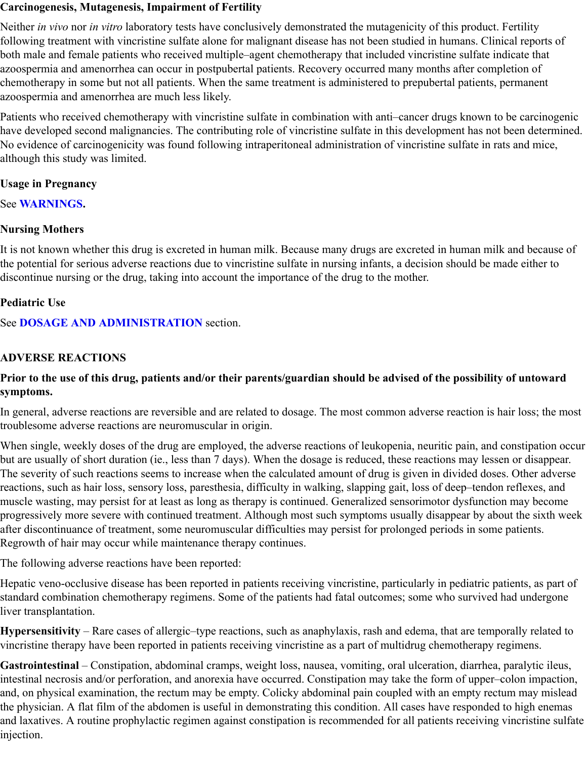**Carcinogenesis, Mutagenesis, Impairment of Fertility**

Neither *in vivo* nor *in vitro* laboratory tests have conclusively demonstrated the mutagenicity of this product. Fertility following treatment with vincristine sulfate alone for malignant disease has not been studied in humans. Clinical reports of both male and female patients who received multiple–agent chemotherapy that included vincristine sulfate indicate that azoospermia and amenorrhea can occur in postpubertal patients. Recovery occurred many months after completion of chemotherapy in some but not all patients. When the same treatment is administered to prepubertal patients, permanent azoospermia and amenorrhea are much less likely.

Patients who received chemotherapy with vincristine sulfate in combination with anti–cancer drugs known to be carcinogenic have developed second malignancies. The contributing role of vincristine sulfate in this development has not been determined. No evidence of carcinogenicity was found following intraperitoneal administration of vincristine sulfate in rats and mice, although this study was limited.

**Usage in Pregnancy**

See **WARNINGS.**

**Nursing Mothers**

It is not known whether this drug is excreted in human milk. Because many drugs are excreted in human milk and because of the potential for serious adverse reactions due to vincristine sulfate in nursing infants, a decision should be made either to discontinue nursing or the drug, taking into account the importance of the drug to the mother.

**Pediatric Use**

See **DOSAGE AND ADMINISTRATION** section.

## ADVERSE REACTIONS

**Prior to the use of this drug, patients and/or their parents/guardian should be advised of the possibility of untoward symptoms.**

In general, adverse reactions are reversible and are related to dosage. The most common adverse reaction is hair loss; the most troublesome adverse reactions are neuromuscular in origin.

When single, weekly doses of the drug are employed, the adverse reactions of leukopenia, neuritic pain, and constipation occur but are usually of short duration (ie., less than 7 days). When the dosage is reduced, these reactions may lessen or disappear. The severity of such reactions seems to increase when the calculated amount of drug is given in divided doses. Other adverse reactions, such as hair loss, sensory loss, paresthesia, difficulty in walking, slapping gait, loss of deep–tendon reflexes, and muscle wasting, may persist for at least as long as therapy is continued. Generalized sensorimotor dysfunction may become progressively more severe with continued treatment. Although most such symptoms usually disappear by about the sixth week after discontinuance of treatment, some neuromuscular difficulties may persist for prolonged periods in some patients. Regrowth of hair may occur while maintenance therapy continues.

The following adverse reactions have been reported:

Hepatic veno-occlusive disease has been reported in patients receiving vincristine, particularly in pediatric patients, as part of standard combination chemotherapy regimens. Some of the patients had fatal outcomes; some who survived had undergone liver transplantation.

**Hypersensitivity** – Rare cases of allergic–type reactions, such as anaphylaxis, rash and edema, that are temporally related to vincristine therapy have been reported in patients receiving vincristine as a part of multidrug chemotherapy regimens.

**Gastrointestinal** – Constipation, abdominal cramps, weight loss, nausea, vomiting, oral ulceration, diarrhea, paralytic ileus, intestinal necrosis and/or perforation, and anorexia have occurred. Constipation may take the form of upper–colon impaction, and, on physical examination, the rectum may be empty. Colicky abdominal pain coupled with an empty rectum may mislead the physician. A flat film of the abdomen is useful in demonstrating this condition. All cases have responded to high enemas and laxatives. A routine prophylactic regimen against constipation is recommended for all patients receiving vincristine sulfate injection.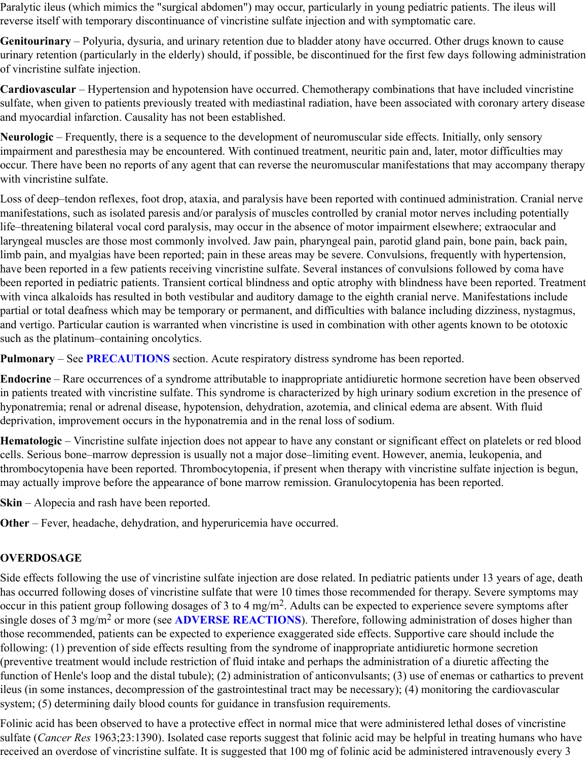Paralytic ileus (which mimics the "surgical abdomen") may occur, particularly in young pediatric patients. The ileus will reverse itself with temporary discontinuance of vincristine sulfate injection and with symptomatic care.

**Genitourinary** – Polyuria, dysuria, and urinary retention due to bladder atony have occurred. Other drugs known to cause urinary retention (particularly in the elderly) should, if possible, be discontinued for the first few days following administration of vincristine sulfate injection.

**Cardiovascular** – Hypertension and hypotension have occurred. Chemotherapy combinations that have included vincristine sulfate, when given to patients previously treated with mediastinal radiation, have been associated with coronary artery disease and myocardial infarction. Causality has not been established.

**Neurologic** – Frequently, there is a sequence to the development of neuromuscular side effects. Initially, only sensory impairment and paresthesia may be encountered. With continued treatment, neuritic pain and, later, motor difficulties may occur. There have been no reports of any agent that can reverse the neuromuscular manifestations that may accompany therapy with vincristine sulfate.

Loss of deep–tendon reflexes, foot drop, ataxia, and paralysis have been reported with continued administration. Cranial nerve manifestations, such as isolated paresis and/or paralysis of muscles controlled by cranial motor nerves including potentially life–threatening bilateral vocal cord paralysis, may occur in the absence of motor impairment elsewhere; extraocular and laryngeal muscles are those most commonly involved. Jaw pain, pharyngeal pain, parotid gland pain, bone pain, back pain, limb pain, and myalgias have been reported; pain in these areas may be severe. Convulsions, frequently with hypertension, have been reported in a few patients receiving vincristine sulfate. Several instances of convulsions followed by coma have been reported in pediatric patients. Transient cortical blindness and optic atrophy with blindness have been reported. Treatment with vinca alkaloids has resulted in both vestibular and auditory damage to the eighth cranial nerve. Manifestations include partial or total deafness which may be temporary or permanent, and difficulties with balance including dizziness, nystagmus, and vertigo. Particular caution is warranted when vincristine is used in combination with other agents known to be ototoxic such as the platinum–containing oncolytics.

**Pulmonary** – See **PRECAUTIONS** section. Acute respiratory distress syndrome has been reported.

**Endocrine** – Rare occurrences of a syndrome attributable to inappropriate antidiuretic hormone secretion have been observed in patients treated with vincristine sulfate. This syndrome is characterized by high urinary sodium excretion in the presence of hyponatremia; renal or adrenal disease, hypotension, dehydration, azotemia, and clinical edema are absent. With fluid deprivation, improvement occurs in the hyponatremia and in the renal loss of sodium.

**Hematologic** – Vincristine sulfate injection does not appear to have any constant or significant effect on platelets or red blood cells. Serious bone–marrow depression is usually not a major dose–limiting event. However, anemia, leukopenia, and thrombocytopenia have been reported. Thrombocytopenia, if present when therapy with vincristine sulfate injection is begun, may actually improve before the appearance of bone marrow remission. Granulocytopenia has been reported.

**Skin** – Alopecia and rash have been reported.

**Other** – Fever, headache, dehydration, and hyperuricemia have occurred.

## OVERDOSAGE

Side effects following the use of vincristine sulfate injection are dose related. In pediatric patients under 13 years of age, death has occurred following doses of vincristine sulfate that were 10 times those recommended for therapy. Severe symptoms may occur in this patient group following dosages of 3 to 4 mg/$m^2$. Adults can be expected to experience severe symptoms after single doses of 3 mg/$m^2$ or more (see **ADVERSE REACTIONS**). Therefore, following administration of doses higher than those recommended, patients can be expected to experience exaggerated side effects. Supportive care should include the following: (1) prevention of side effects resulting from the syndrome of inappropriate antidiuretic hormone secretion (preventive treatment would include restriction of fluid intake and perhaps the administration of a diuretic affecting the function of Henle's loop and the distal tubule); (2) administration of anticonvulsants; (3) use of enemas or cathartics to prevent ileus (in some instances, decompression of the gastrointestinal tract may be necessary); (4) monitoring the cardiovascular system; (5) determining daily blood counts for guidance in transfusion requirements.

Folinic acid has been observed to have a protective effect in normal mice that were administered lethal doses of vincristine sulfate (*Cancer Res* 1963;23:1390). Isolated case reports suggest that folinic acid may be helpful in treating humans who have received an overdose of vincristine sulfate. It is suggested that 100 mg of folinic acid be administered intravenously every 3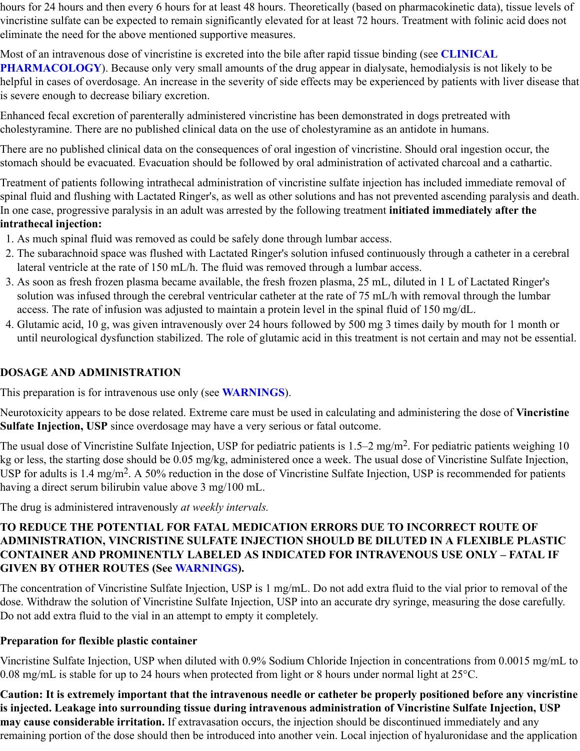hours for 24 hours and then every 6 hours for at least 48 hours. Theoretically (based on pharmacokinetic data), tissue levels of vincristine sulfate can be expected to remain significantly elevated for at least 72 hours. Treatment with folinic acid does not eliminate the need for the above mentioned supportive measures.

Most of an intravenous dose of vincristine is excreted into the bile after rapid tissue binding (see **CLINICAL PHARMACOLOGY**). Because only very small amounts of the drug appear in dialysate, hemodialysis is not likely to be helpful in cases of overdosage. An increase in the severity of side effects may be experienced by patients with liver disease that is severe enough to decrease biliary excretion.

Enhanced fecal excretion of parenterally administered vincristine has been demonstrated in dogs pretreated with cholestyramine. There are no published clinical data on the use of cholestyramine as an antidote in humans.

There are no published clinical data on the consequences of oral ingestion of vincristine. Should oral ingestion occur, the stomach should be evacuated. Evacuation should be followed by oral administration of activated charcoal and a cathartic.

Treatment of patients following intrathecal administration of vincristine sulfate injection has included immediate removal of spinal fluid and flushing with Lactated Ringer's, as well as other solutions and has not prevented ascending paralysis and death. In one case, progressive paralysis in an adult was arrested by the following treatment **initiated immediately after the intrathecal injection:**

1. As much spinal fluid was removed as could be safely done through lumbar access.
2. The subarachnoid space was flushed with Lactated Ringer's solution infused continuously through a catheter in a cerebral lateral ventricle at the rate of 150 mL/h. The fluid was removed through a lumbar access.
3. As soon as fresh frozen plasma became available, the fresh frozen plasma, 25 mL, diluted in 1 L of Lactated Ringer's solution was infused through the cerebral ventricular catheter at the rate of 75 mL/h with removal through the lumbar access. The rate of infusion was adjusted to maintain a protein level in the spinal fluid of 150 mg/dL.
4. Glutamic acid, 10 g, was given intravenously over 24 hours followed by 500 mg 3 times daily by mouth for 1 month or until neurological dysfunction stabilized. The role of glutamic acid in this treatment is not certain and may not be essential.

## DOSAGE AND ADMINISTRATION

This preparation is for intravenous use only (see **WARNINGS**).

Neurotoxicity appears to be dose related. Extreme care must be used in calculating and administering the dose of **Vincristine Sulfate Injection, USP** since overdosage may have a very serious or fatal outcome.

The usual dose of Vincristine Sulfate Injection, USP for pediatric patients is 1.5–2 mg/m$^2$. For pediatric patients weighing 10 kg or less, the starting dose should be 0.05 mg/kg, administered once a week. The usual dose of Vincristine Sulfate Injection, USP for adults is 1.4 mg/m$^2$. A 50% reduction in the dose of Vincristine Sulfate Injection, USP is recommended for patients having a direct serum bilirubin value above 3 mg/100 mL.

The drug is administered intravenously *at weekly intervals.*

**TO REDUCE THE POTENTIAL FOR FATAL MEDICATION ERRORS DUE TO INCORRECT ROUTE OF ADMINISTRATION, VINCRISTINE SULFATE INJECTION SHOULD BE DILUTED IN A FLEXIBLE PLASTIC CONTAINER AND PROMINENTLY LABELED AS INDICATED FOR INTRAVENOUS USE ONLY – FATAL IF GIVEN BY OTHER ROUTES (See WARNINGS).**

The concentration of Vincristine Sulfate Injection, USP is 1 mg/mL. Do not add extra fluid to the vial prior to removal of the dose. Withdraw the solution of Vincristine Sulfate Injection, USP into an accurate dry syringe, measuring the dose carefully. Do not add extra fluid to the vial in an attempt to empty it completely.

### Preparation for flexible plastic container

Vincristine Sulfate Injection, USP when diluted with 0.9% Sodium Chloride Injection in concentrations from 0.0015 mg/mL to 0.08 mg/mL is stable for up to 24 hours when protected from light or 8 hours under normal light at 25°C.

**Caution: It is extremely important that the intravenous needle or catheter be properly positioned before any vincristine is injected. Leakage into surrounding tissue during intravenous administration of Vincristine Sulfate Injection, USP may cause considerable irritation.** If extravasation occurs, the injection should be discontinued immediately and any remaining portion of the dose should then be introduced into another vein. Local injection of hyaluronidase and the application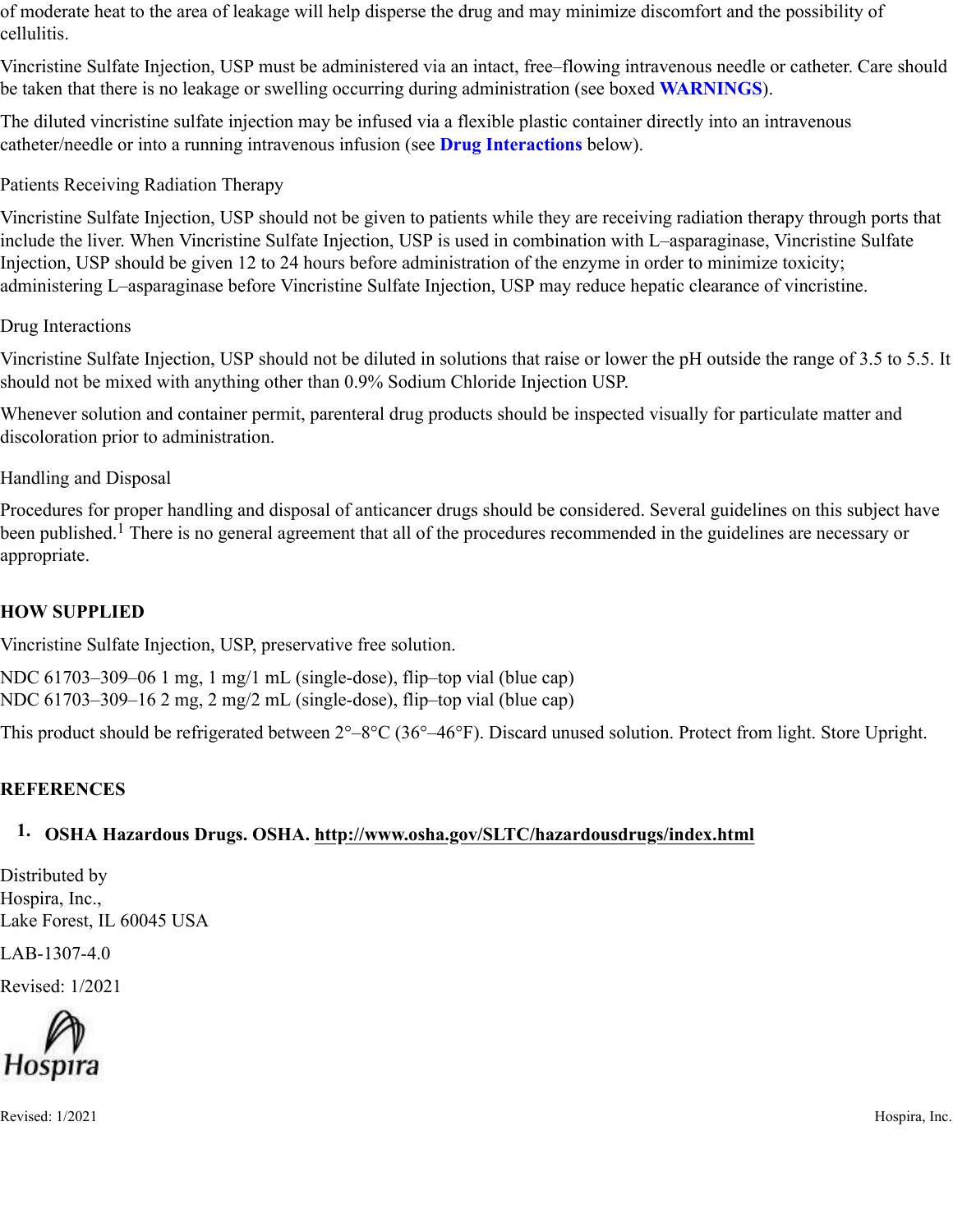of moderate heat to the area of leakage will help disperse the drug and may minimize discomfort and the possibility of cellulitis.

Vincristine Sulfate Injection, USP must be administered via an intact, free–flowing intravenous needle or catheter. Care should be taken that there is no leakage or swelling occurring during administration (see boxed **WARNINGS**).

The diluted vincristine sulfate injection may be infused via a flexible plastic container directly into an intravenous catheter/needle or into a running intravenous infusion (see **Drug Interactions** below).

### Patients Receiving Radiation Therapy

Vincristine Sulfate Injection, USP should not be given to patients while they are receiving radiation therapy through ports that include the liver. When Vincristine Sulfate Injection, USP is used in combination with L–asparaginase, Vincristine Sulfate Injection, USP should be given 12 to 24 hours before administration of the enzyme in order to minimize toxicity; administering L–asparaginase before Vincristine Sulfate Injection, USP may reduce hepatic clearance of vincristine.

### Drug Interactions

Vincristine Sulfate Injection, USP should not be diluted in solutions that raise or lower the pH outside the range of 3.5 to 5.5. It should not be mixed with anything other than 0.9% Sodium Chloride Injection USP.

Whenever solution and container permit, parenteral drug products should be inspected visually for particulate matter and discoloration prior to administration.

### Handling and Disposal

Procedures for proper handling and disposal of anticancer drugs should be considered. Several guidelines on this subject have been published.[1] There is no general agreement that all of the procedures recommended in the guidelines are necessary or appropriate.

## HOW SUPPLIED

Vincristine Sulfate Injection, USP, preservative free solution.

NDC 61703–309–06 1 mg, 1 mg/1 mL (single-dose), flip–top vial (blue cap)
NDC 61703–309–16 2 mg, 2 mg/2 mL (single-dose), flip–top vial (blue cap)

This product should be refrigerated between 2°–8°C (36°–46°F). Discard unused solution. Protect from light. Store Upright.

## REFERENCES

1. **OSHA Hazardous Drugs. OSHA. http://www.osha.gov/SLTC/hazardousdrugs/index.html**

Distributed by
Hospira, Inc.,
Lake Forest, IL 60045 USA

LAB-1307-4.0

Revised: 1/2021

Hospira